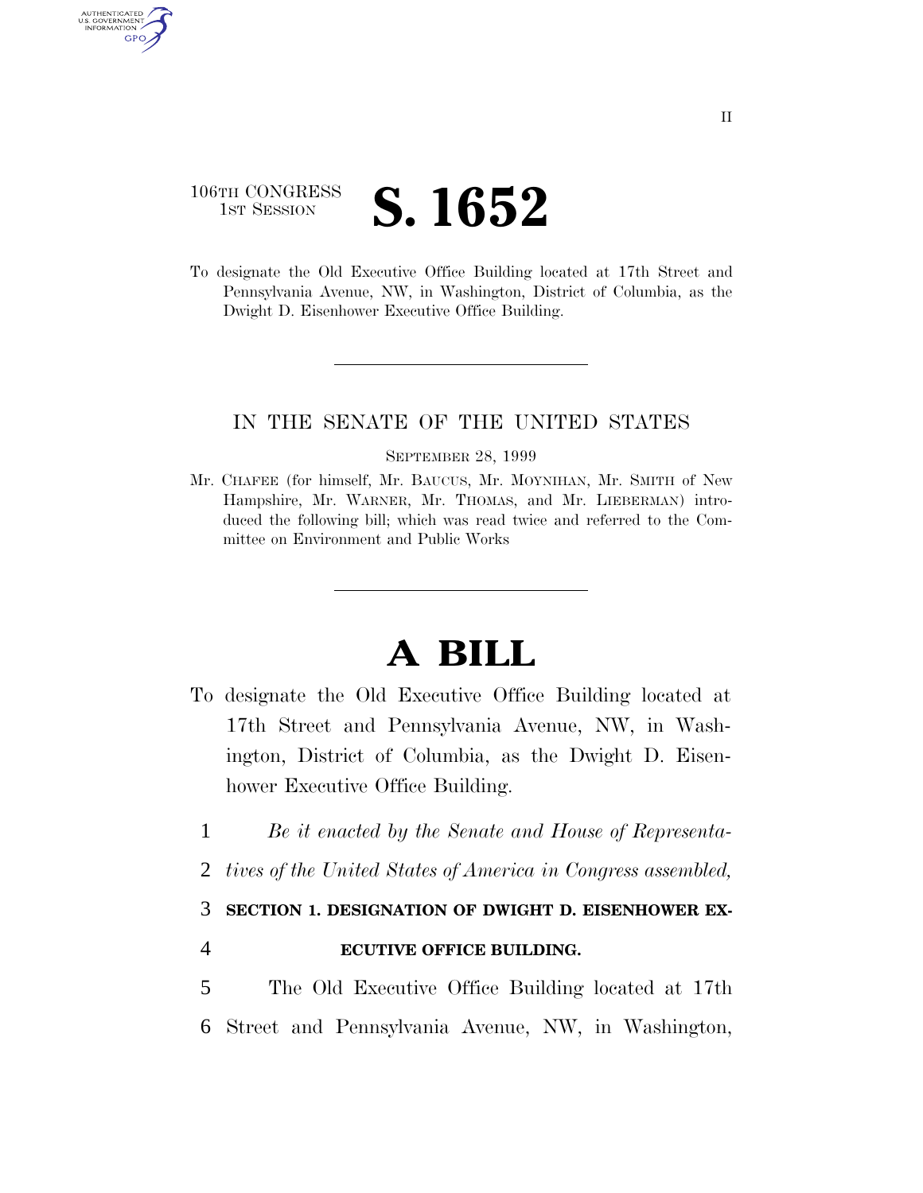106TH CONGRESS
1ST SESSION

# S. 1652

To designate the Old Executive Office Building located at 17th Street and Pennsylvania Avenue, NW, in Washington, District of Columbia, as the Dwight D. Eisenhower Executive Office Building.

IN THE SENATE OF THE UNITED STATES

SEPTEMBER 28, 1999

Mr. CHAFEE (for himself, Mr. BAUCUS, Mr. MOYNIHAN, Mr. SMITH of New Hampshire, Mr. WARNER, Mr. THOMAS, and Mr. LIEBERMAN) introduced the following bill; which was read twice and referred to the Committee on Environment and Public Works

# A BILL

To designate the Old Executive Office Building located at 17th Street and Pennsylvania Avenue, NW, in Washington, District of Columbia, as the Dwight D. Eisenhower Executive Office Building.

1 *Be it enacted by the Senate and House of Representa-*
2 *tives of the United States of America in Congress assembled,*

3 **SECTION 1. DESIGNATION OF DWIGHT D. EISENHOWER EX-**
4 **ECUTIVE OFFICE BUILDING.**

5 The Old Executive Office Building located at 17th
6 Street and Pennsylvania Avenue, NW, in Washington,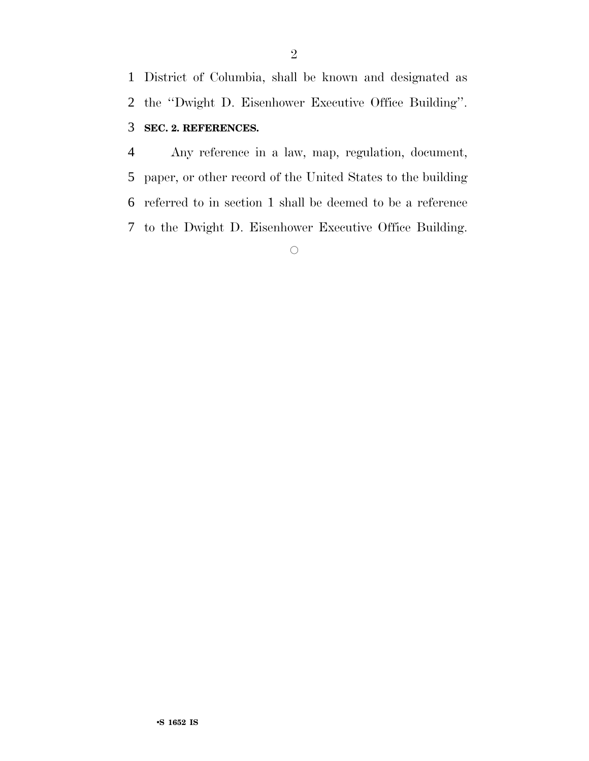District of Columbia, shall be known and designated as the "Dwight D. Eisenhower Executive Office Building".

**SEC. 2. REFERENCES.**

Any reference in a law, map, regulation, document, paper, or other record of the United States to the building referred to in section 1 shall be deemed to be a reference to the Dwight D. Eisenhower Executive Office Building.

○